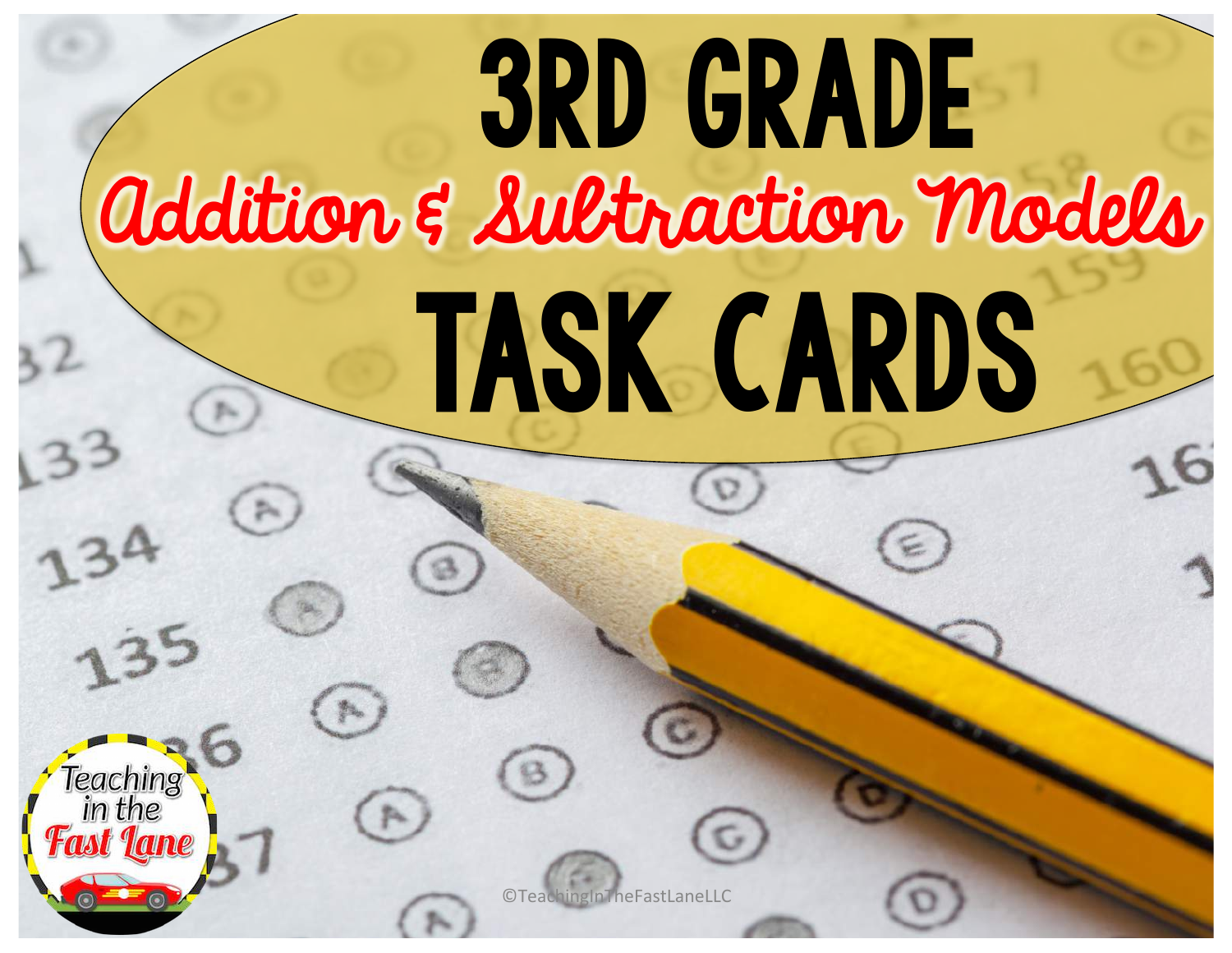# 3RD GRADE

## Addition & Sultraction Models

# TASK CARDS

Teaching in the Fast Lane

©TeachingInTheFastLaneLLC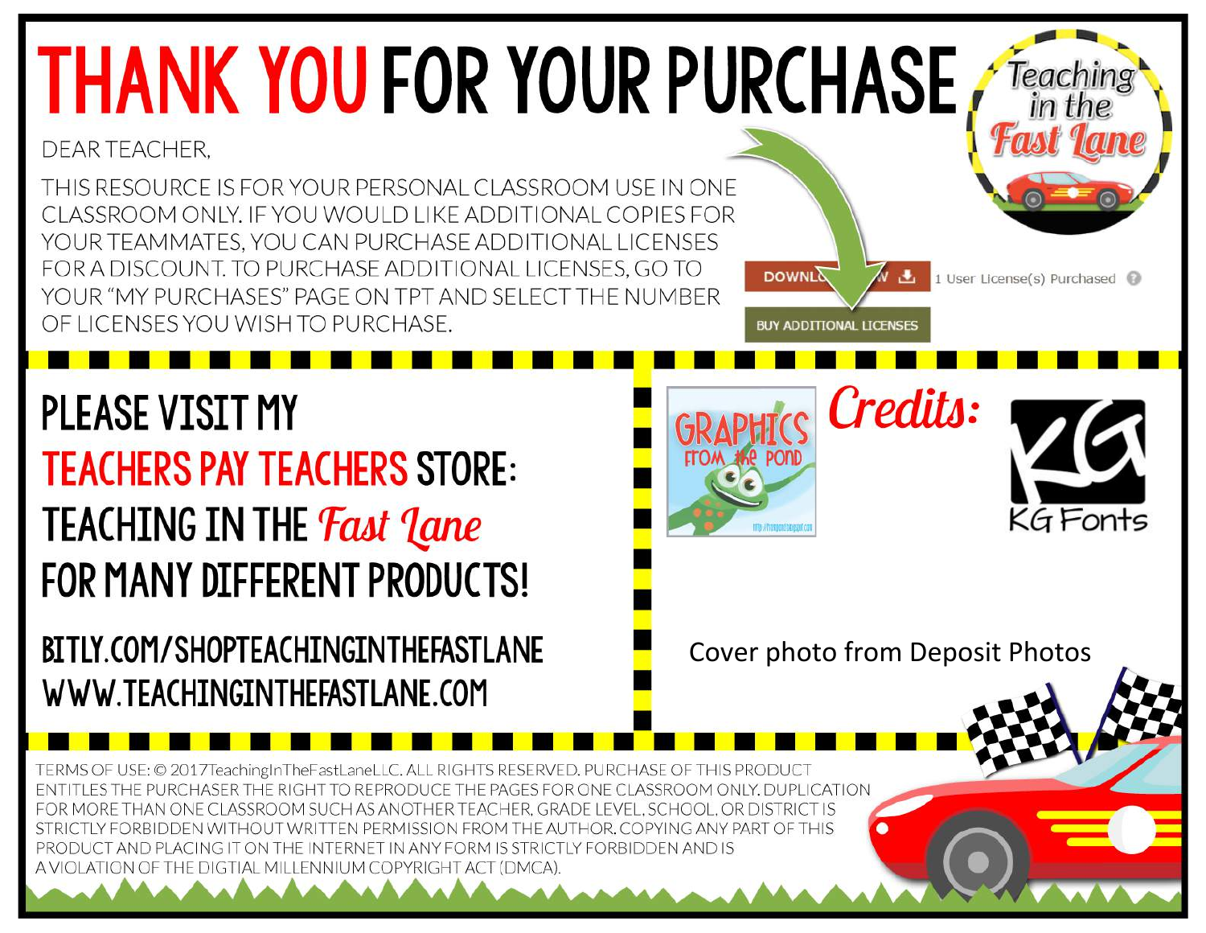# THANK YOU FOR YOUR PURCHASE

DEAR TEACHER,

THIS RESOURCE IS FOR YOUR PERSONAL CLASSROOM USE IN ONE CLASSROOM ONLY. IF YOU WOULD LIKE ADDITIONAL COPIES FOR YOUR TEAMMATES, YOU CAN PURCHASE ADDITIONAL LICENSES FOR A DISCOUNT. TO PURCHASE ADDITIONAL LICENSES, GO TO YOUR "MY PURCHASES" PAGE ON TPT AND SELECT THE NUMBER OF LICENSES YOU WISH TO PURCHASE.

DOWNLOAD | 1 User License(s) Purchased

BUY ADDITIONAL LICENSES

## PLEASE VISIT MY TEACHERS PAY TEACHERS STORE: TEACHING IN THE *Fast Lane* FOR MANY DIFFERENT PRODUCTS!

BITLY.COM/SHOPTEACHINGINTHEFASTLANE
WWW.TEACHINGINTHEFASTLANE.COM

## Credits:

GRAPHICS FROM the POND

KG Fonts

Cover photo from Deposit Photos

TERMS OF USE: © 2017TeachingInTheFastLaneLLC. ALL RIGHTS RESERVED. PURCHASE OF THIS PRODUCT ENTITLES THE PURCHASER THE RIGHT TO REPRODUCE THE PAGES FOR ONE CLASSROOM ONLY. DUPLICATION FOR MORE THAN ONE CLASSROOM SUCH AS ANOTHER TEACHER, GRADE LEVEL, SCHOOL, OR DISTRICT IS STRICTLY FORBIDDEN WITHOUT WRITTEN PERMISSION FROM THE AUTHOR. COPYING ANY PART OF THIS PRODUCT AND PLACING IT ON THE INTERNET IN ANY FORM IS STRICTLY FORBIDDEN AND IS A VIOLATION OF THE DIGTIAL MILLENNIUM COPYRIGHT ACT (DMCA).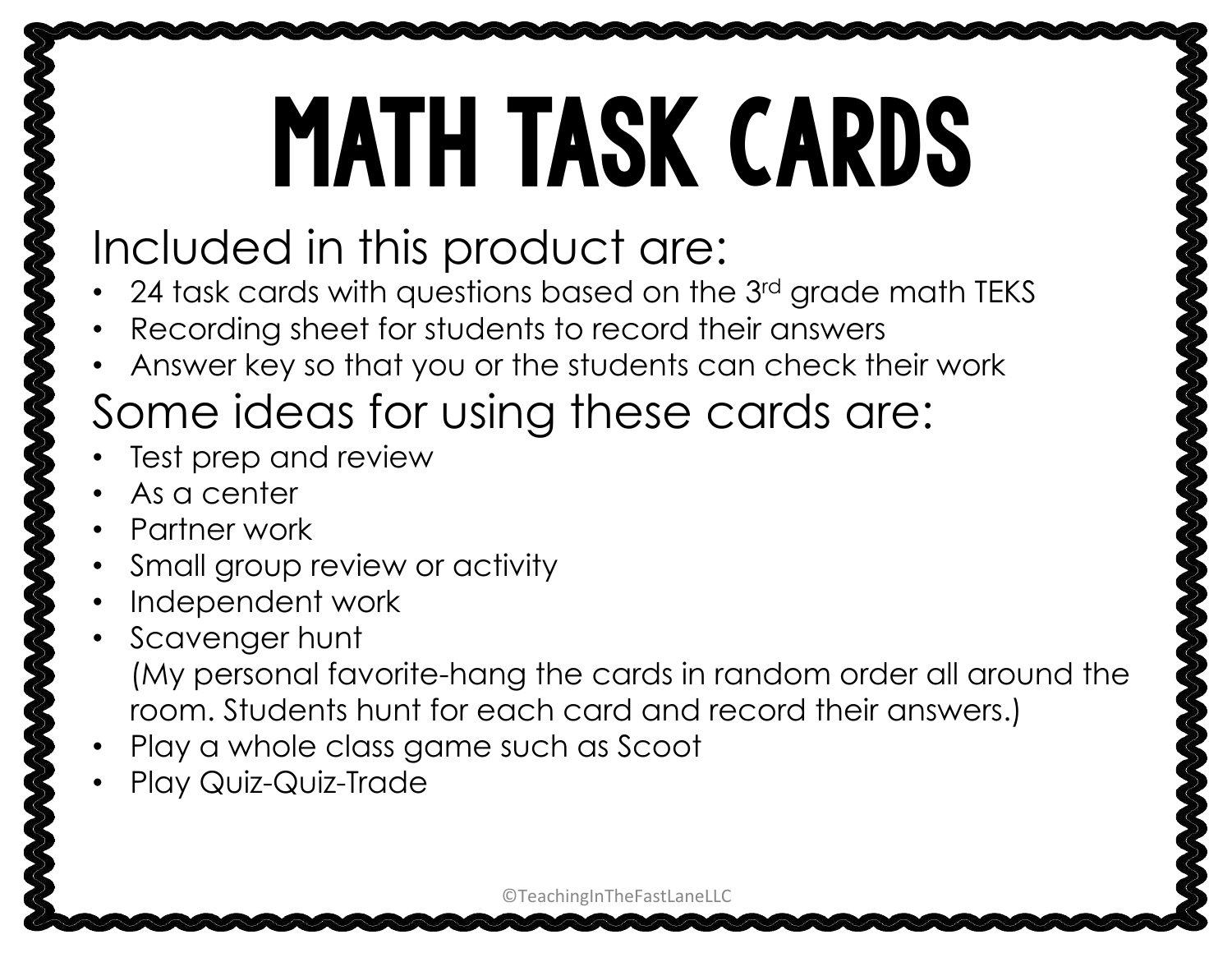# MATH TASK CARDS

## Included in this product are:

- 24 task cards with questions based on the 3rd grade math TEKS
- Recording sheet for students to record their answers
- Answer key so that you or the students can check their work

## Some ideas for using these cards are:

- Test prep and review
- As a center
- Partner work
- Small group review or activity
- Independent work
- Scavenger hunt
  (My personal favorite-hang the cards in random order all around the room. Students hunt for each card and record their answers.)
- Play a whole class game such as Scoot
- Play Quiz-Quiz-Trade

©TeachingInTheFastLaneLLC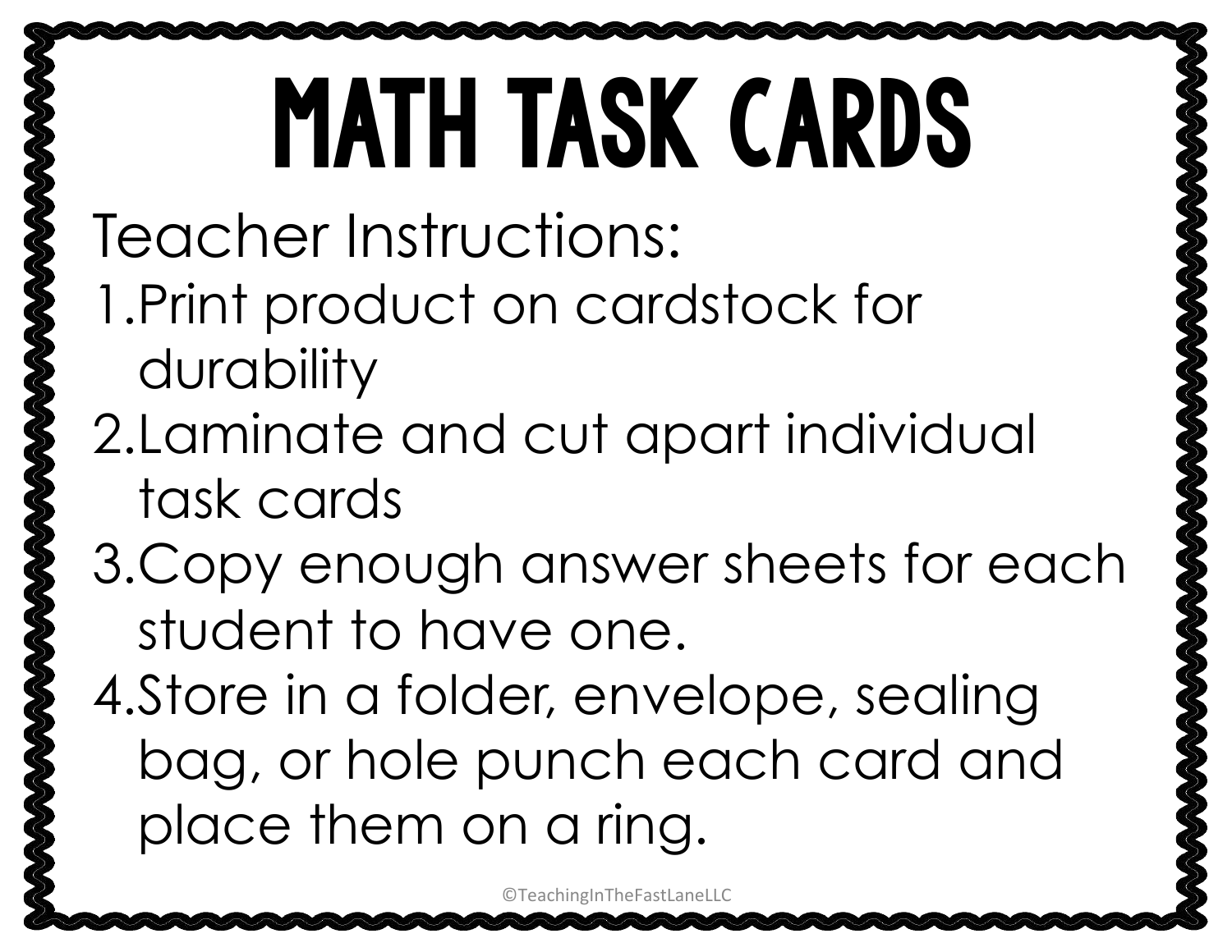# MATH TASK CARDS

Teacher Instructions:

1. Print product on cardstock for durability
2. Laminate and cut apart individual task cards
3. Copy enough answer sheets for each student to have one.
4. Store in a folder, envelope, sealing bag, or hole punch each card and place them on a ring.

©TeachingInTheFastLaneLLC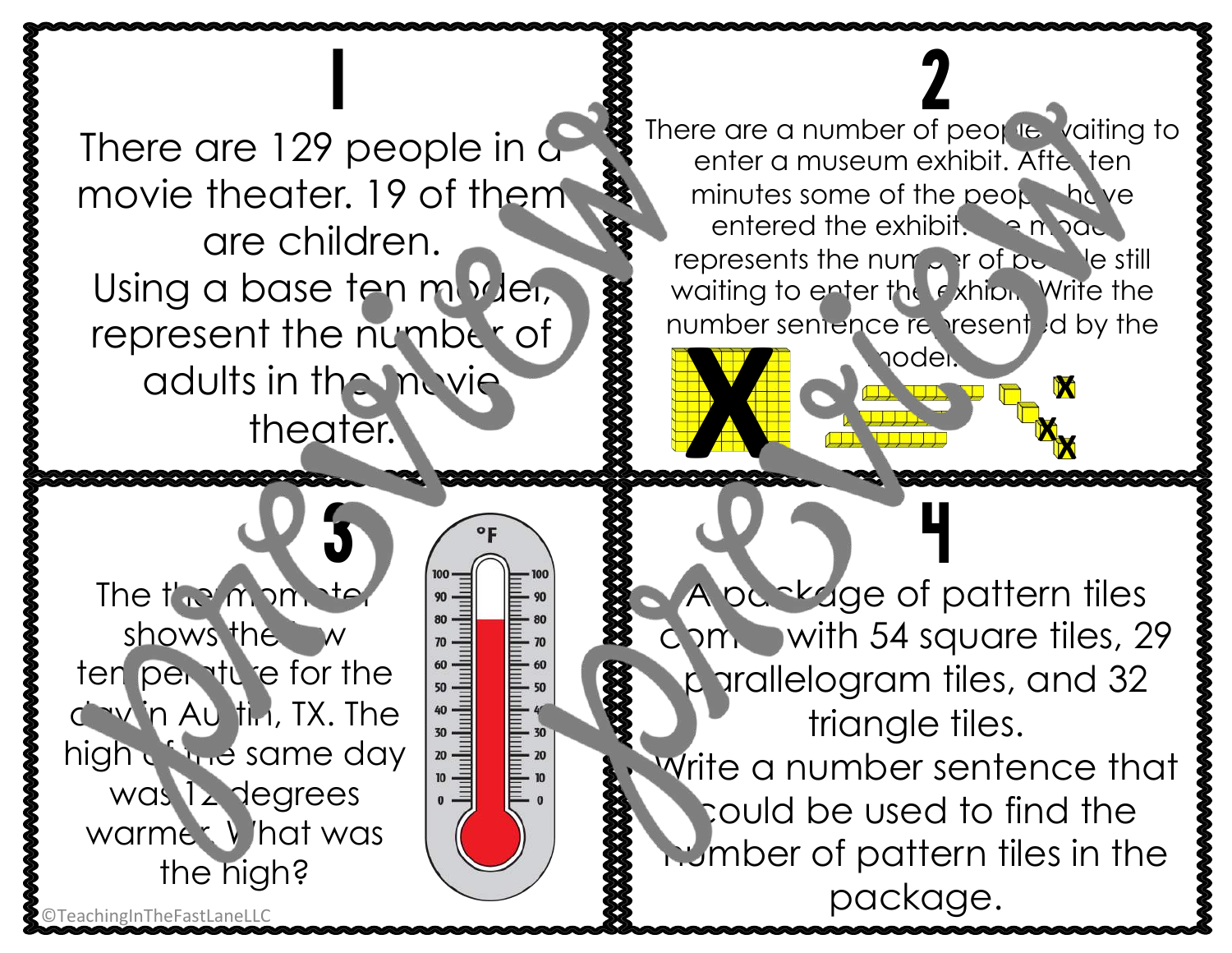# 1

There are 129 people in a movie theater. 19 of them are children. Using a base ten model, represent the number of adults in the movie theater.

# 2

There are a number of people waiting to enter a museum exhibit. After ten minutes some of the people have entered the exhibit. The model represents the number of people still waiting to enter the exhibit. Write the number sentence represented by the model.

# 3

The thermometer shows the low temperature for the day in Austin, TX. The high of the same day was 12 degrees warmer. What was the high?

# 4

A package of pattern tiles comes with 54 square tiles, 29 parallelogram tiles, and 32 triangle tiles. Write a number sentence that could be used to find the number of pattern tiles in the package.

©TeachingInTheFastLaneLLC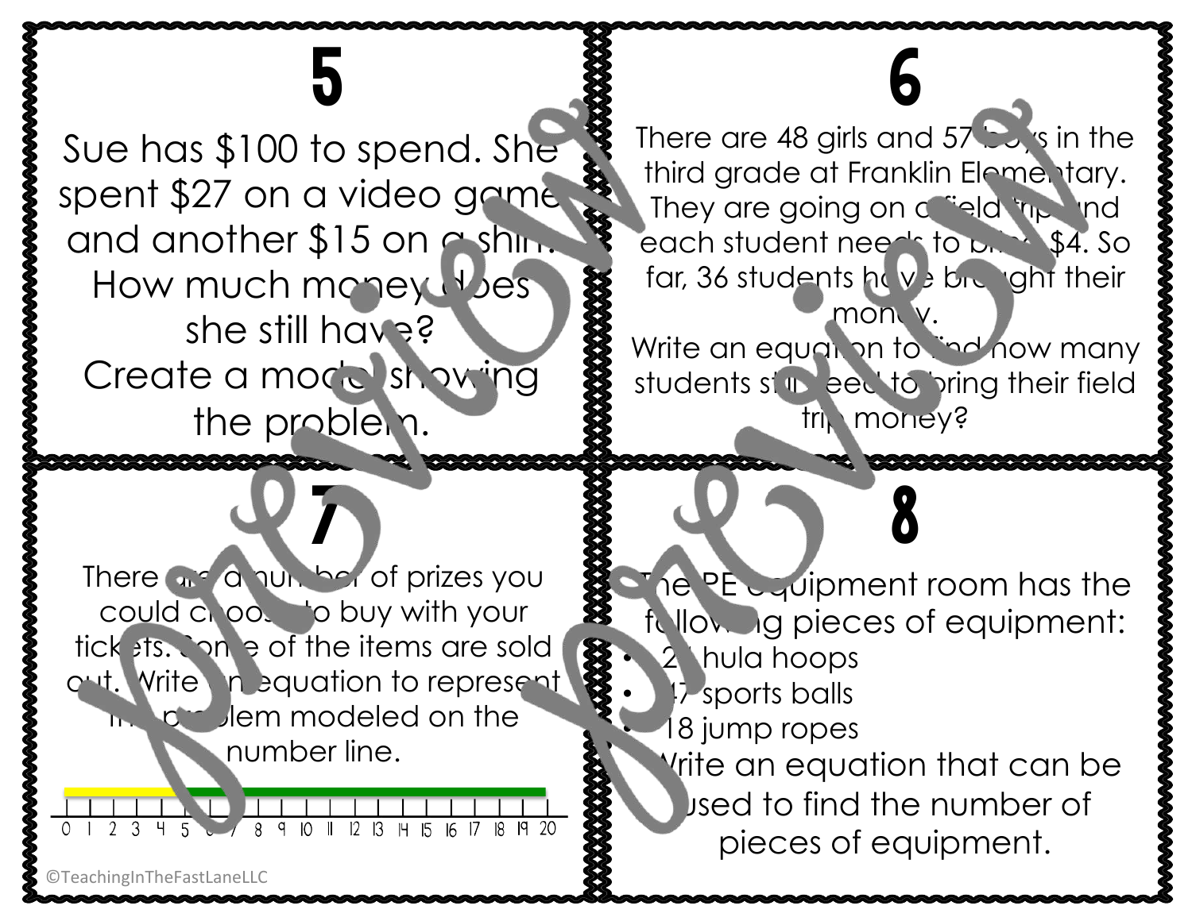## 5

Sue has $100 to spend. She spent $27 on a video game and another $15 on a shirt. How much money does she still have? Create a model showing the problem.

## 6

There are 48 girls and 57 boys in the third grade at Franklin Elementary. They are going on a field trip and each student needs to bring $4. So far, 36 students have brought their money.
Write an equation to find how many students still need to bring their field trip money?

## 7

There are a number of prizes you could choose to buy with your tickets. Some of the items are sold out. Write an equation to represent the problem modeled on the number line.

0 1 2 3 4 5 6 7 8 9 10 11 12 13 14 15 16 17 18 19 20

## 8

The PE equipment room has the following pieces of equipment:

- 2? hula hoops
- ?7 sports balls
- 18 jump ropes

Write an equation that can be used to find the number of pieces of equipment.

©TeachingInTheFastLaneLLC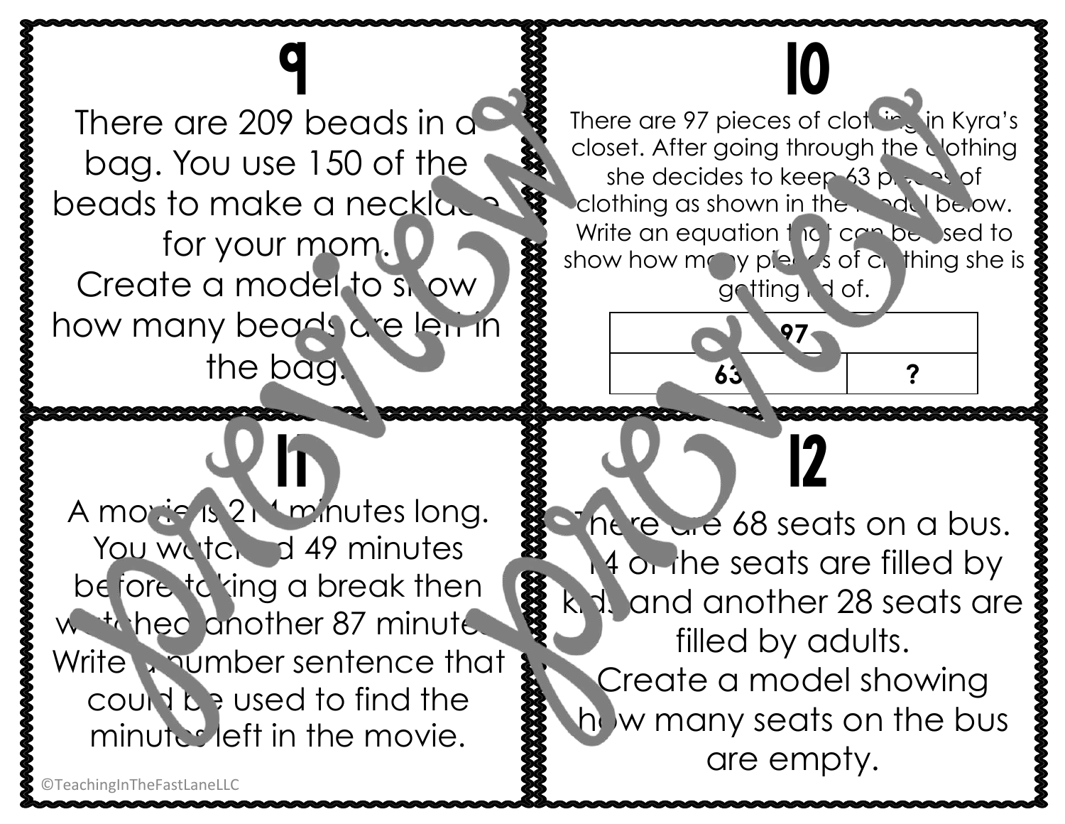## 9

There are 209 beads in a bag. You use 150 of the beads to make a necklace for your mom.
Create a model to show how many beads are left in the bag.

## 10

There are 97 pieces of clothing in Kyra's closet. After going through the clothing she decides to keep 63 pieces of clothing as shown in the model below. Write an equation that can be used to show how many pieces of clothing she is getting rid of.

| 97 | |
|---|---|
| 63 | ? |

## 11

A movie is 214 minutes long. You watched 49 minutes before taking a break then watched another 87 minutes. Write a number sentence that could be used to find the minutes left in the movie.

## 12

There are 68 seats on a bus. 14 of the seats are filled by kids and another 28 seats are filled by adults.
Create a model showing how many seats on the bus are empty.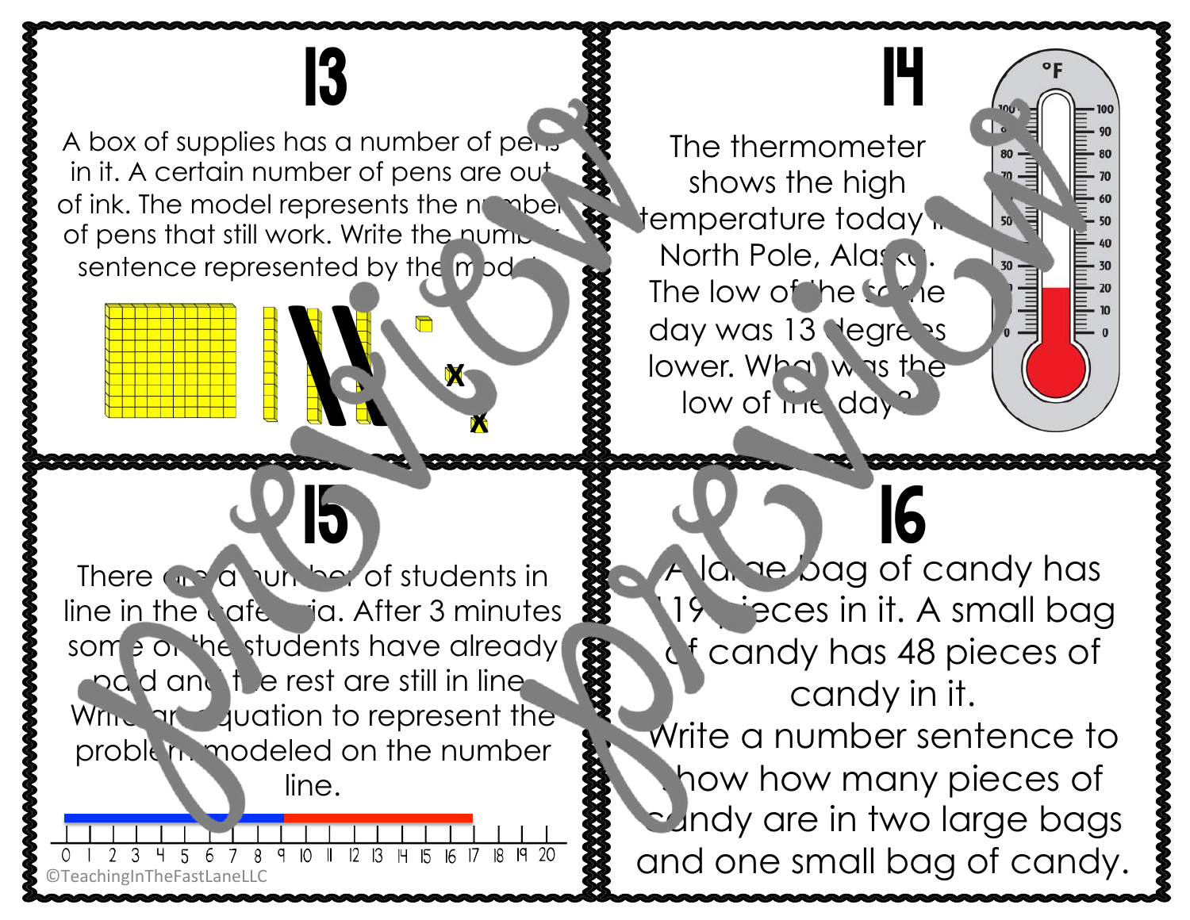## 13

A box of supplies has a number of pens in it. A certain number of pens are out of ink. The model represents the number of pens that still work. Write the number sentence represented by the model.

## 14

The thermometer shows the high temperature today in North Pole, Alaska. The low of the same day was 13 degrees lower. What was the low of the day?

## 15

There are a number of students in line in the cafeteria. After 3 minutes some of the students have already paid and the rest are still in line. Write an equation to represent the problem modeled on the number line.

0 1 2 3 4 5 6 7 8 9 10 11 12 13 14 15 16 17 18 19 20

## 16

A large bag of candy has 119 pieces in it. A small bag of candy has 48 pieces of candy in it.
Write a number sentence to show how many pieces of candy are in two large bags and one small bag of candy.

©TeachingInTheFastLaneLLC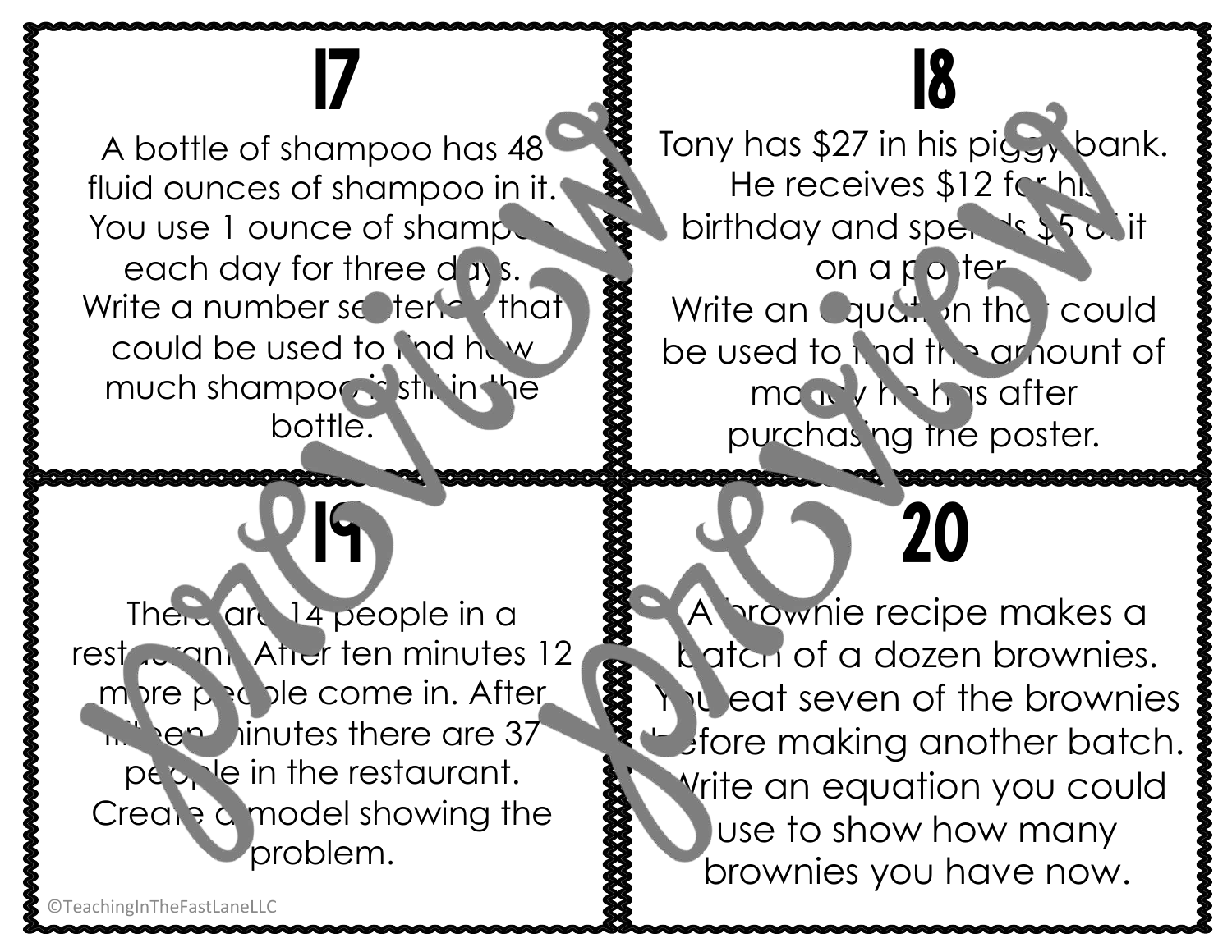## 17

A bottle of shampoo has 48 fluid ounces of shampoo in it. You use 1 ounce of shampoo each day for three days. Write a number sentence that could be used to find how much shampoo is still in the bottle.

## 18

Tony has $27 in his piggy bank. He receives $12 for his birthday and spends $5 of it on a poster. Write an equation that could be used to find the amount of money he has after purchasing the poster.

## 19

There are 14 people in a restaurant. After ten minutes 12 more people come in. After fifteen minutes there are 37 people in the restaurant. Create a model showing the problem.

## 20

A brownie recipe makes a batch of a dozen brownies. You eat seven of the brownies before making another batch. Write an equation you could use to show how many brownies you have now.

©TeachingInTheFastLaneLLC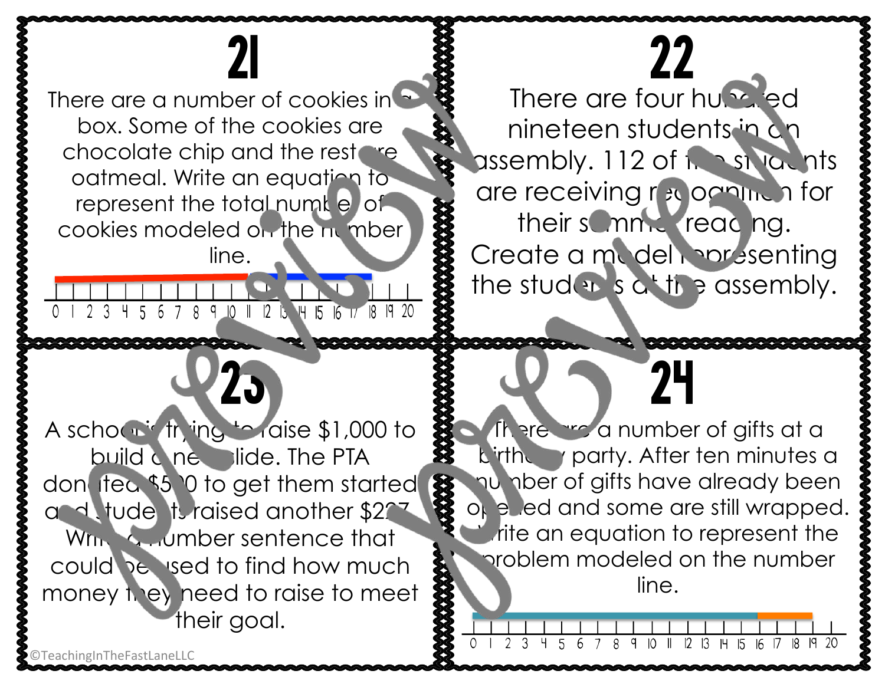## 21

There are a number of cookies in a box. Some of the cookies are chocolate chip and the rest are oatmeal. Write an equation to represent the total number of cookies modeled on the number line.

0 1 2 3 4 5 6 7 8 9 10 11 12 13 14 15 16 17 18 19 20

## 22

There are four hundred nineteen students in an assembly. 112 of the students are receiving recognition for their summer reading. Create a model representing the students at the assembly.

## 23

A school is trying to raise $1,000 to build a new slide. The PTA donated $500 to get them started and students raised another $227. Write a number sentence that could be used to find how much money they need to raise to meet their goal.

## 24

There are a number of gifts at a birthday party. After ten minutes a number of gifts have already been opened and some are still wrapped. Write an equation to represent the problem modeled on the number line.

0 1 2 3 4 5 6 7 8 9 10 11 12 13 14 15 16 17 18 19 20

©TeachingInTheFastLaneLLC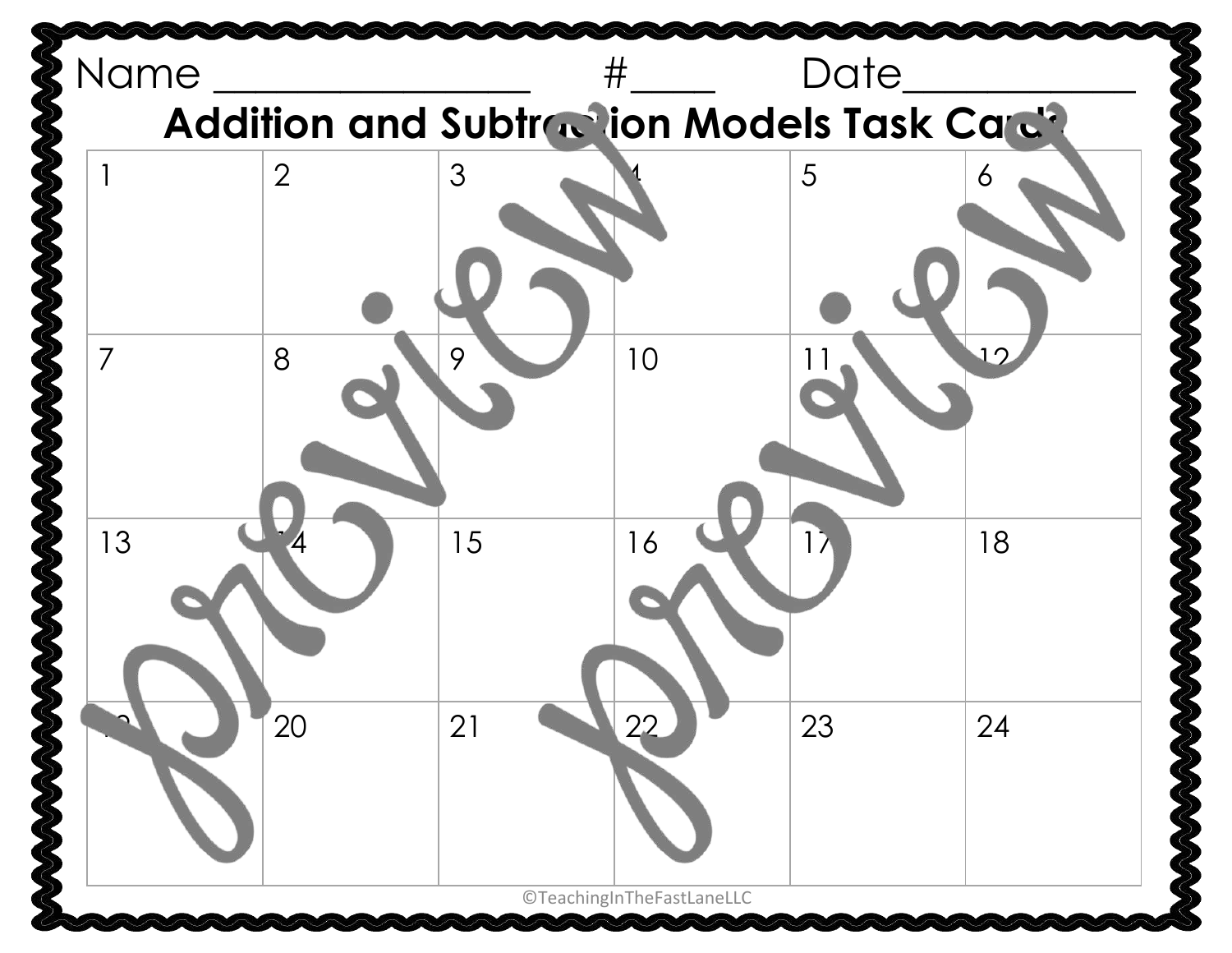Name ________________ #____ Date___________

# Addition and Subtraction Models Task Cards

| 1 | 2 | 3 | 4 | 5 | 6 |
|---|---|---|---|---|---|
| 7 | 8 | 9 | 10 | 11 | 12 |
| 13 | 14 | 15 | 16 | 17 | 18 |
| 19 | 20 | 21 | 22 | 23 | 24 |

©TeachingInTheFastLaneLLC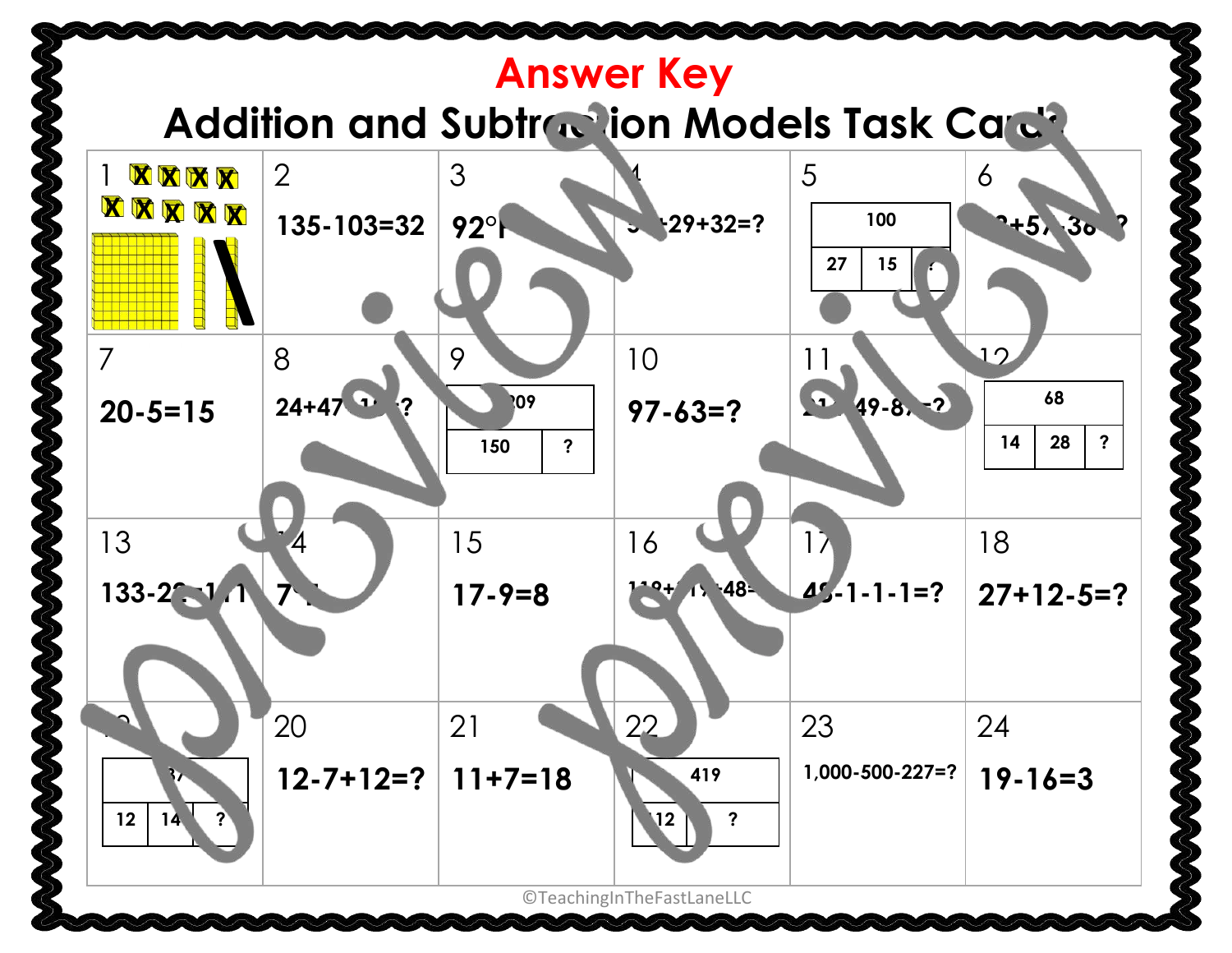# Answer Key

## Addition and Subtraction Models Task Cards

| | | | | | |
|---|---|---|---|---|---|
| 1 | 2<br>135-103=32 | 3<br>92°F | 4<br>3_+29+32=? | 5<br>100<br>27 \| 15 \| ? | 6<br>_+57-38=? |
| 7<br>20-5=15 | 8<br>24+47-1_=? | 9<br>_09<br>150 \| ? | 10<br>97-63=? | 11<br>21_-49-8_=? | 12<br>68<br>14 \| 28 \| ? |
| 13<br>133-2_=1_1 | 14<br>7_ | 15<br>17-9=8 | 16<br>1_9+1_+48= | 17<br>4_-1-1-1=? | 18<br>27+12-5=? |
| 19<br>_7<br>12 \| 14 \| ? | 20<br>12-7+12=? | 21<br>11+7=18 | 22<br>419<br>_12 \| ? | 23<br>1,000-500-227=? | 24<br>19-16=3 |

©TeachingInTheFastLaneLLC